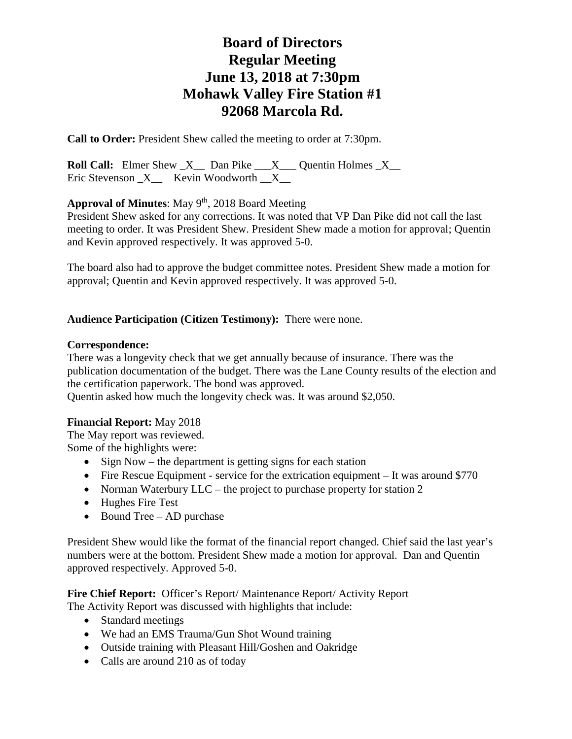# Board of Directors
# Regular Meeting
# June 13, 2018 at 7:30pm
# Mohawk Valley Fire Station #1
# 92068 Marcola Rd.

**Call to Order:** President Shew called the meeting to order at 7:30pm.

**Roll Call:** Elmer Shew _X__ Dan Pike ___X___ Quentin Holmes _X__
Eric Stevenson _X__ Kevin Woodworth __X__

**Approval of Minutes**: May 9th, 2018 Board Meeting
President Shew asked for any corrections. It was noted that VP Dan Pike did not call the last meeting to order. It was President Shew. President Shew made a motion for approval; Quentin and Kevin approved respectively. It was approved 5-0.

The board also had to approve the budget committee notes. President Shew made a motion for approval; Quentin and Kevin approved respectively. It was approved 5-0.

**Audience Participation (Citizen Testimony):** There were none.

**Correspondence:**
There was a longevity check that we get annually because of insurance. There was the publication documentation of the budget. There was the Lane County results of the election and the certification paperwork. The bond was approved.
Quentin asked how much the longevity check was. It was around $2,050.

**Financial Report:** May 2018
The May report was reviewed.
Some of the highlights were:

- Sign Now – the department is getting signs for each station
- Fire Rescue Equipment - service for the extrication equipment – It was around $770
- Norman Waterbury LLC – the project to purchase property for station 2
- Hughes Fire Test
- Bound Tree – AD purchase

President Shew would like the format of the financial report changed. Chief said the last year's numbers were at the bottom. President Shew made a motion for approval. Dan and Quentin approved respectively. Approved 5-0.

**Fire Chief Report:** Officer's Report/ Maintenance Report/ Activity Report
The Activity Report was discussed with highlights that include:

- Standard meetings
- We had an EMS Trauma/Gun Shot Wound training
- Outside training with Pleasant Hill/Goshen and Oakridge
- Calls are around 210 as of today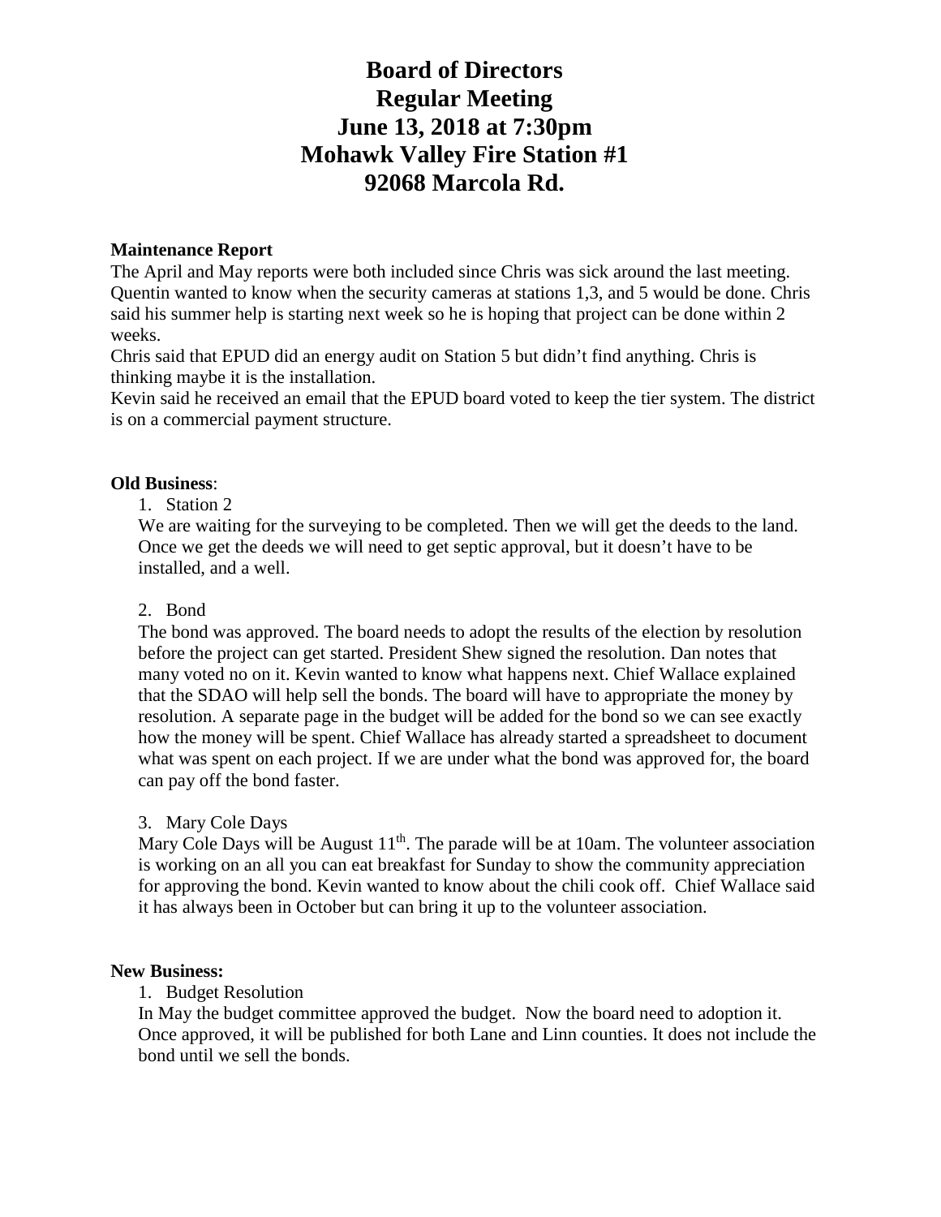# Board of Directors
# Regular Meeting
# June 13, 2018 at 7:30pm
# Mohawk Valley Fire Station #1
# 92068 Marcola Rd.

**Maintenance Report**

The April and May reports were both included since Chris was sick around the last meeting. Quentin wanted to know when the security cameras at stations 1,3, and 5 would be done. Chris said his summer help is starting next week so he is hoping that project can be done within 2 weeks.

Chris said that EPUD did an energy audit on Station 5 but didn't find anything. Chris is thinking maybe it is the installation.

Kevin said he received an email that the EPUD board voted to keep the tier system. The district is on a commercial payment structure.

**Old Business**:

1. Station 2

   We are waiting for the surveying to be completed. Then we will get the deeds to the land. Once we get the deeds we will need to get septic approval, but it doesn't have to be installed, and a well.

2. Bond

   The bond was approved. The board needs to adopt the results of the election by resolution before the project can get started. President Shew signed the resolution. Dan notes that many voted no on it. Kevin wanted to know what happens next. Chief Wallace explained that the SDAO will help sell the bonds. The board will have to appropriate the money by resolution. A separate page in the budget will be added for the bond so we can see exactly how the money will be spent. Chief Wallace has already started a spreadsheet to document what was spent on each project. If we are under what the bond was approved for, the board can pay off the bond faster.

3. Mary Cole Days

   Mary Cole Days will be August 11th. The parade will be at 10am. The volunteer association is working on an all you can eat breakfast for Sunday to show the community appreciation for approving the bond. Kevin wanted to know about the chili cook off. Chief Wallace said it has always been in October but can bring it up to the volunteer association.

**New Business:**

1. Budget Resolution

   In May the budget committee approved the budget. Now the board need to adoption it. Once approved, it will be published for both Lane and Linn counties. It does not include the bond until we sell the bonds.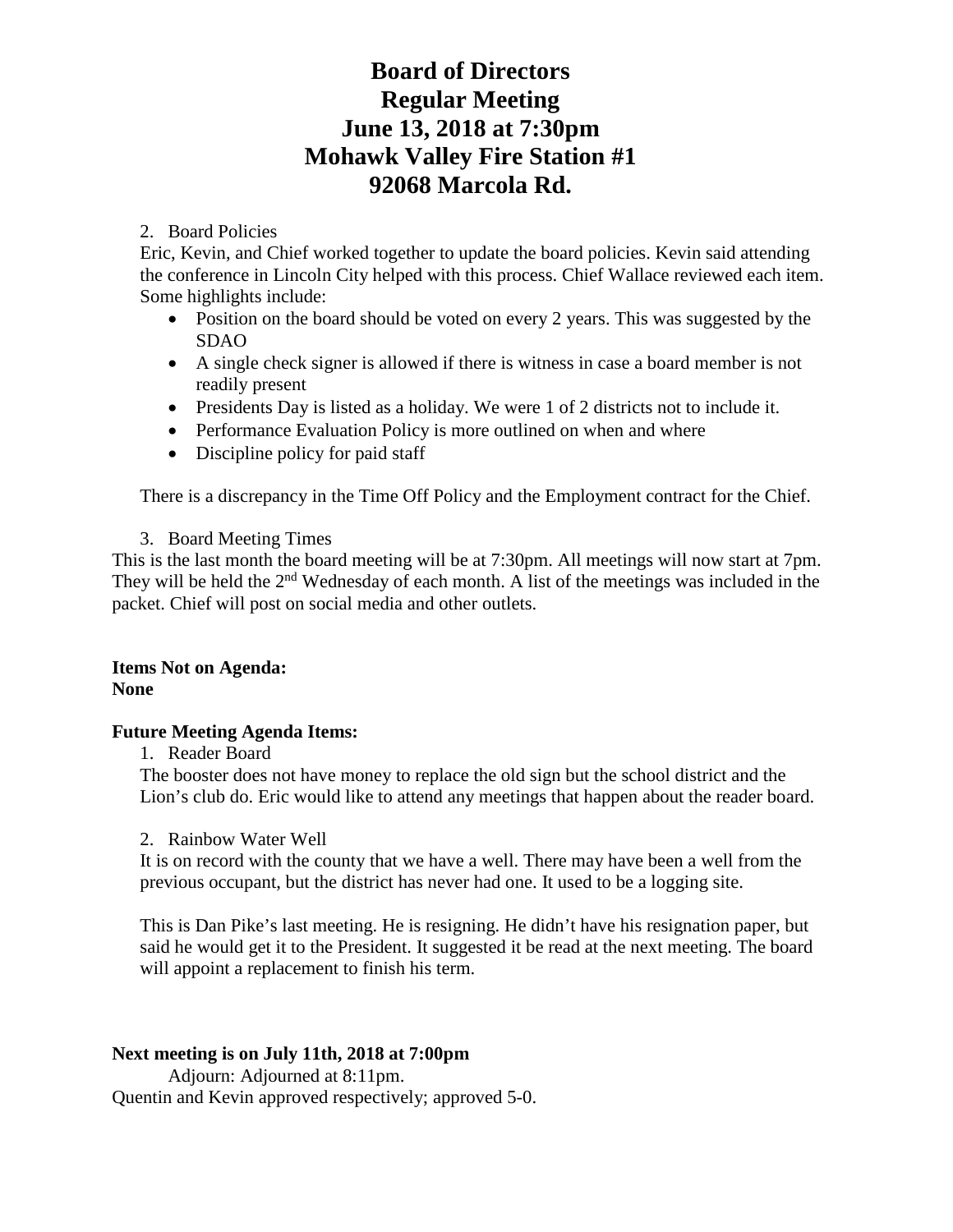# Board of Directors
# Regular Meeting
# June 13, 2018 at 7:30pm
# Mohawk Valley Fire Station #1
# 92068 Marcola Rd.

2. Board Policies

Eric, Kevin, and Chief worked together to update the board policies. Kevin said attending the conference in Lincoln City helped with this process. Chief Wallace reviewed each item. Some highlights include:

- Position on the board should be voted on every 2 years. This was suggested by the SDAO
- A single check signer is allowed if there is witness in case a board member is not readily present
- Presidents Day is listed as a holiday. We were 1 of 2 districts not to include it.
- Performance Evaluation Policy is more outlined on when and where
- Discipline policy for paid staff

There is a discrepancy in the Time Off Policy and the Employment contract for the Chief.

3. Board Meeting Times

This is the last month the board meeting will be at 7:30pm. All meetings will now start at 7pm. They will be held the 2nd Wednesday of each month. A list of the meetings was included in the packet. Chief will post on social media and other outlets.

**Items Not on Agenda:**
**None**

**Future Meeting Agenda Items:**

1. Reader Board

The booster does not have money to replace the old sign but the school district and the Lion's club do. Eric would like to attend any meetings that happen about the reader board.

2. Rainbow Water Well

It is on record with the county that we have a well. There may have been a well from the previous occupant, but the district has never had one. It used to be a logging site.

This is Dan Pike's last meeting. He is resigning. He didn't have his resignation paper, but said he would get it to the President. It suggested it be read at the next meeting. The board will appoint a replacement to finish his term.

**Next meeting is on July 11th, 2018 at 7:00pm**

Adjourn: Adjourned at 8:11pm.

Quentin and Kevin approved respectively; approved 5-0.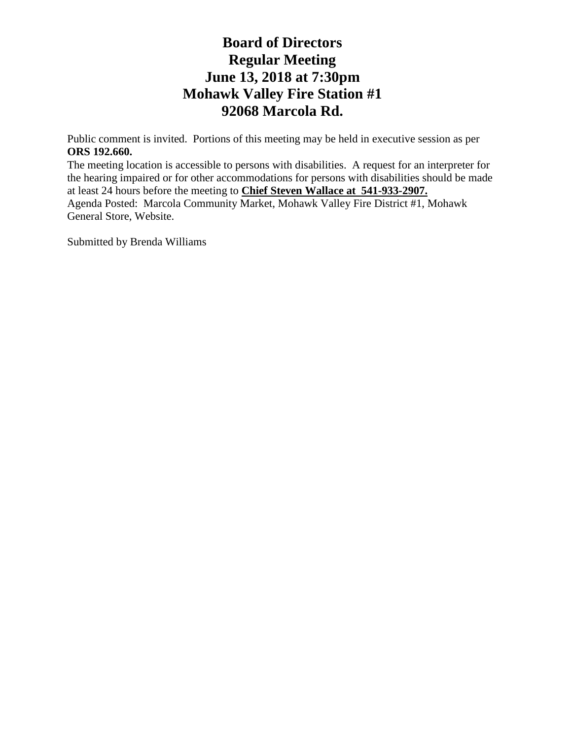# Board of Directors
# Regular Meeting
# June 13, 2018 at 7:30pm
# Mohawk Valley Fire Station #1
# 92068 Marcola Rd.

Public comment is invited. Portions of this meeting may be held in executive session as per **ORS 192.660.**

The meeting location is accessible to persons with disabilities. A request for an interpreter for the hearing impaired or for other accommodations for persons with disabilities should be made at least 24 hours before the meeting to **<u>Chief Steven Wallace at 541-933-2907.</u>**

Agenda Posted: Marcola Community Market, Mohawk Valley Fire District #1, Mohawk General Store, Website.

Submitted by Brenda Williams